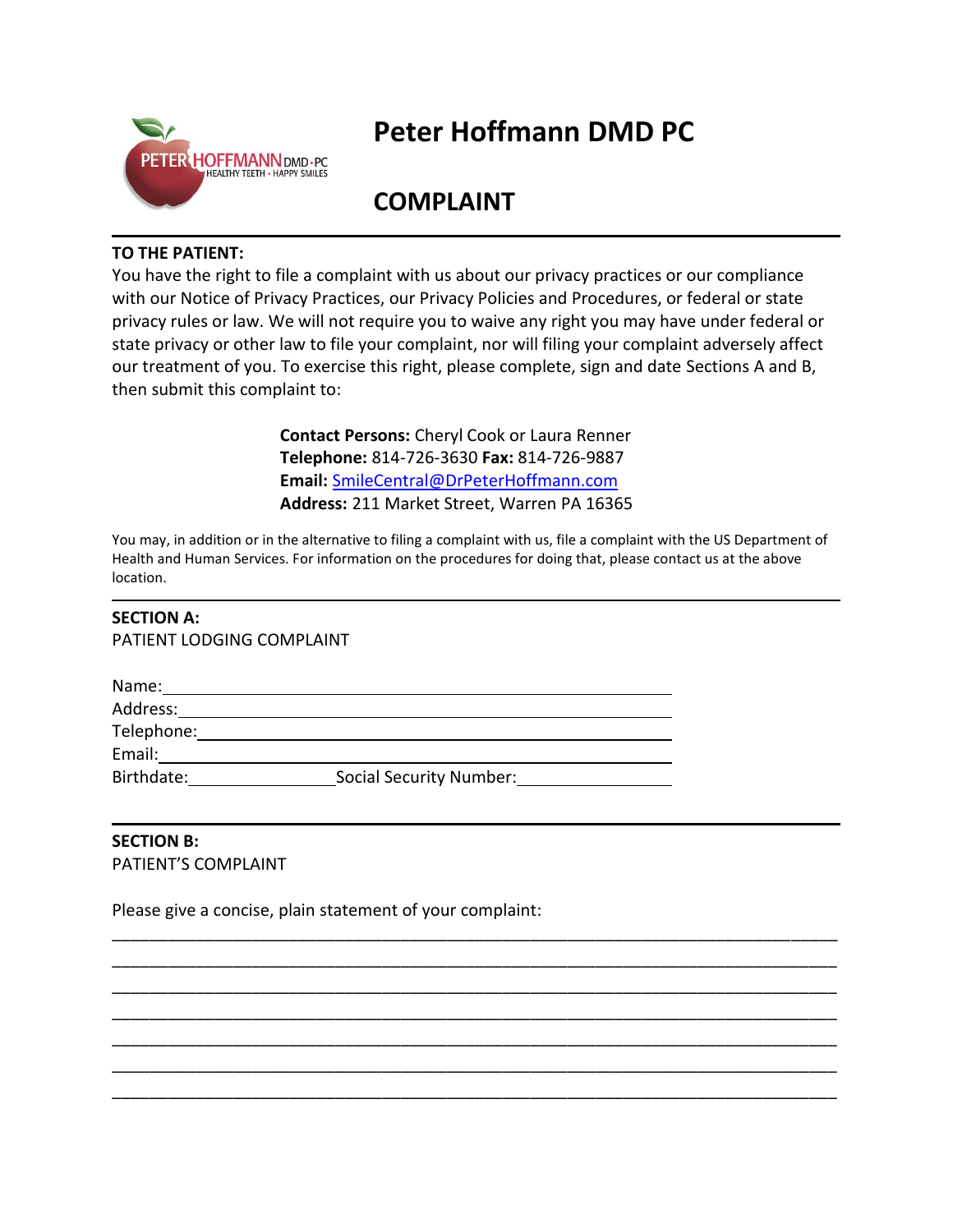# Peter Hoffmann DMD PC

## COMPLAINT

**TO THE PATIENT:**
You have the right to file a complaint with us about our privacy practices or our compliance with our Notice of Privacy Practices, our Privacy Policies and Procedures, or federal or state privacy rules or law. We will not require you to waive any right you may have under federal or state privacy or other law to file your complaint, nor will filing your complaint adversely affect our treatment of you. To exercise this right, please complete, sign and date Sections A and B, then submit this complaint to:

**Contact Persons:** Cheryl Cook or Laura Renner
**Telephone:** 814-726-3630 **Fax:** 814-726-9887
**Email:** SmileCentral@DrPeterHoffmann.com
**Address:** 211 Market Street, Warren PA 16365

You may, in addition or in the alternative to filing a complaint with us, file a complaint with the US Department of Health and Human Services. For information on the procedures for doing that, please contact us at the above location.

---

**SECTION A:**
PATIENT LODGING COMPLAINT

Name: ______________________________________________

Address: ____________________________________________

Telephone: __________________________________________

Email: ______________________________________________

Birthdate: ________________ Social Security Number: ________________

---

**SECTION B:**
PATIENT'S COMPLAINT

Please give a concise, plain statement of your complaint:

______________________________________________________________________

______________________________________________________________________

______________________________________________________________________

______________________________________________________________________

______________________________________________________________________

______________________________________________________________________

______________________________________________________________________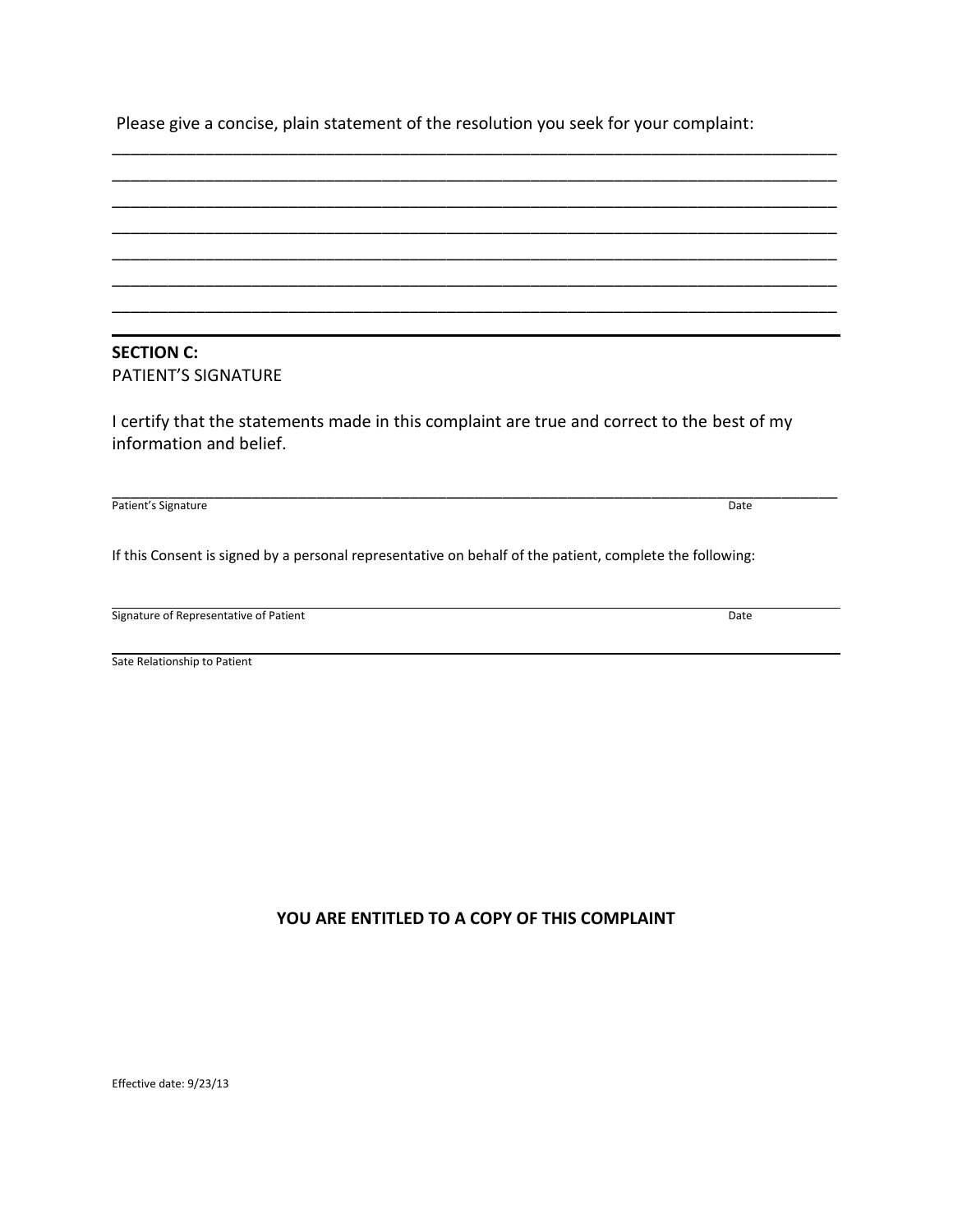Please give a concise, plain statement of the resolution you seek for your complaint:

______________________________________________________________________________
______________________________________________________________________________
______________________________________________________________________________
______________________________________________________________________________
______________________________________________________________________________
______________________________________________________________________________
______________________________________________________________________________

---

**SECTION C:**
PATIENT'S SIGNATURE

I certify that the statements made in this complaint are true and correct to the best of my information and belief.

______________________________________________________________________________
Patient's Signature Date

If this Consent is signed by a personal representative on behalf of the patient, complete the following:

______________________________________________________________________________
Signature of Representative of Patient Date

______________________________________________________________________________
Sate Relationship to Patient

**YOU ARE ENTITLED TO A COPY OF THIS COMPLAINT**

Effective date: 9/23/13